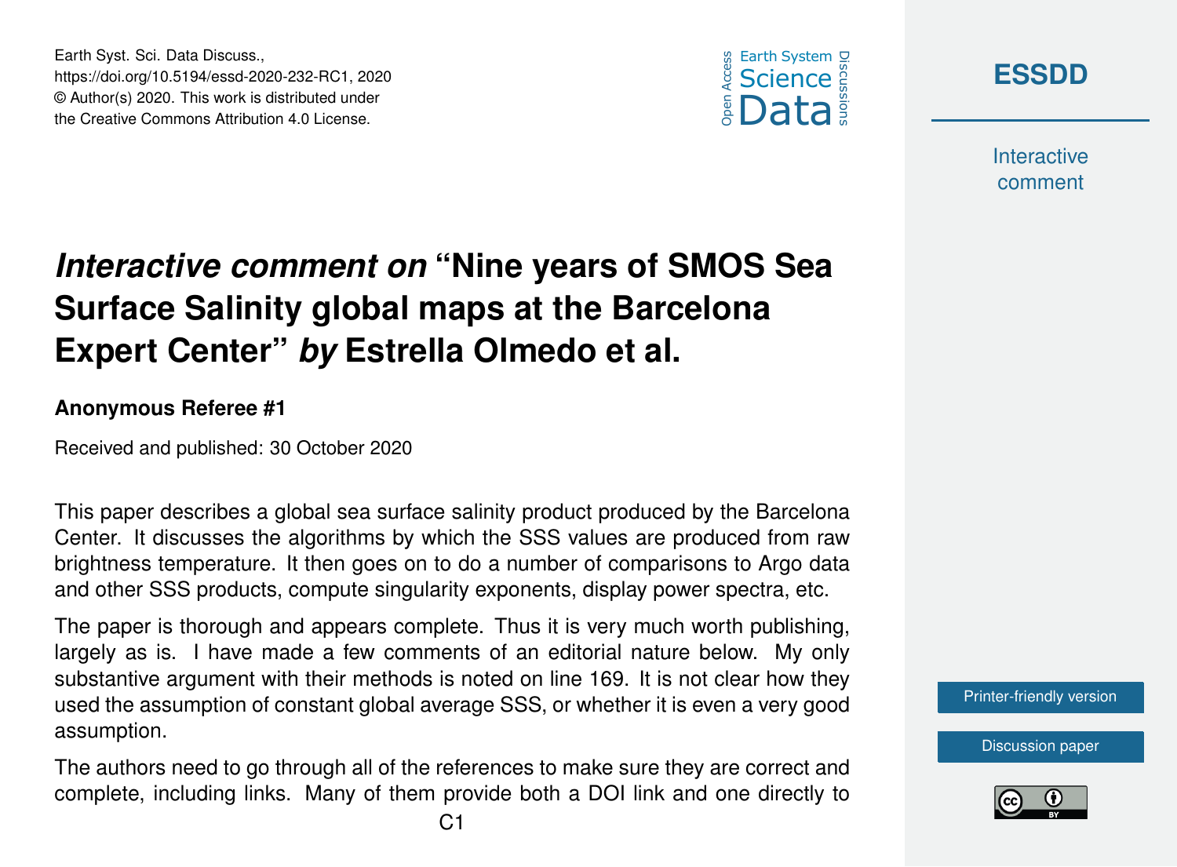# *Interactive comment on* "Nine years of SMOS Sea Surface Salinity global maps at the Barcelona Expert Center" *by* Estrella Olmedo et al.

**Anonymous Referee #1**

Received and published: 30 October 2020

This paper describes a global sea surface salinity product produced by the Barcelona Center. It discusses the algorithms by which the SSS values are produced from raw brightness temperature. It then goes on to do a number of comparisons to Argo data and other SSS products, compute singularity exponents, display power spectra, etc.

The paper is thorough and appears complete. Thus it is very much worth publishing, largely as is. I have made a few comments of an editorial nature below. My only substantive argument with their methods is noted on line 169. It is not clear how they used the assumption of constant global average SSS, or whether it is even a very good assumption.

The authors need to go through all of the references to make sure they are correct and complete, including links. Many of them provide both a DOI link and one directly to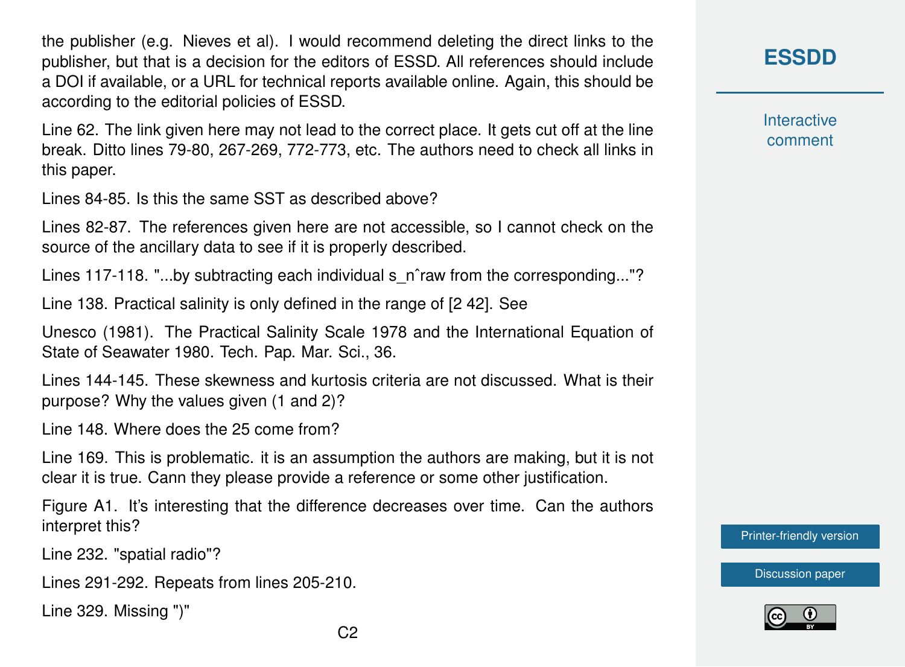the publisher (e.g. Nieves et al). I would recommend deleting the direct links to the publisher, but that is a decision for the editors of ESSD. All references should include a DOI if available, or a URL for technical reports available online. Again, this should be according to the editorial policies of ESSD.

Line 62. The link given here may not lead to the correct place. It gets cut off at the line break. Ditto lines 79-80, 267-269, 772-773, etc. The authors need to check all links in this paper.

Lines 84-85. Is this the same SST as described above?

Lines 82-87. The references given here are not accessible, so I cannot check on the source of the ancillary data to see if it is properly described.

Lines 117-118. "...by subtracting each individual s_nˆraw from the corresponding..."?

Line 138. Practical salinity is only defined in the range of [2 42]. See

Unesco (1981). The Practical Salinity Scale 1978 and the International Equation of State of Seawater 1980. Tech. Pap. Mar. Sci., 36.

Lines 144-145. These skewness and kurtosis criteria are not discussed. What is their purpose? Why the values given (1 and 2)?

Line 148. Where does the 25 come from?

Line 169. This is problematic. it is an assumption the authors are making, but it is not clear it is true. Cann they please provide a reference or some other justification.

Figure A1. It's interesting that the difference decreases over time. Can the authors interpret this?

Line 232. "spatial radio"?

Lines 291-292. Repeats from lines 205-210.

Line 329. Missing ")"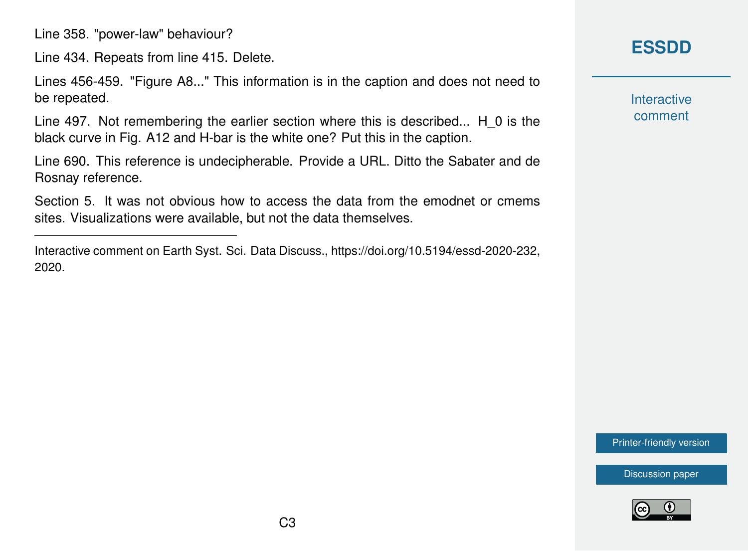Line 358. "power-law" behaviour?

Line 434. Repeats from line 415. Delete.

Lines 456-459. "Figure A8..." This information is in the caption and does not need to be repeated.

Line 497. Not remembering the earlier section where this is described... $H_0$ is the black curve in Fig. A12 and H-bar is the white one? Put this in the caption.

Line 690. This reference is undecipherable. Provide a URL. Ditto the Sabater and de Rosnay reference.

Section 5. It was not obvious how to access the data from the emodnet or cmems sites. Visualizations were available, but not the data themselves.

---

Interactive comment on Earth Syst. Sci. Data Discuss., https://doi.org/10.5194/essd-2020-232, 2020.